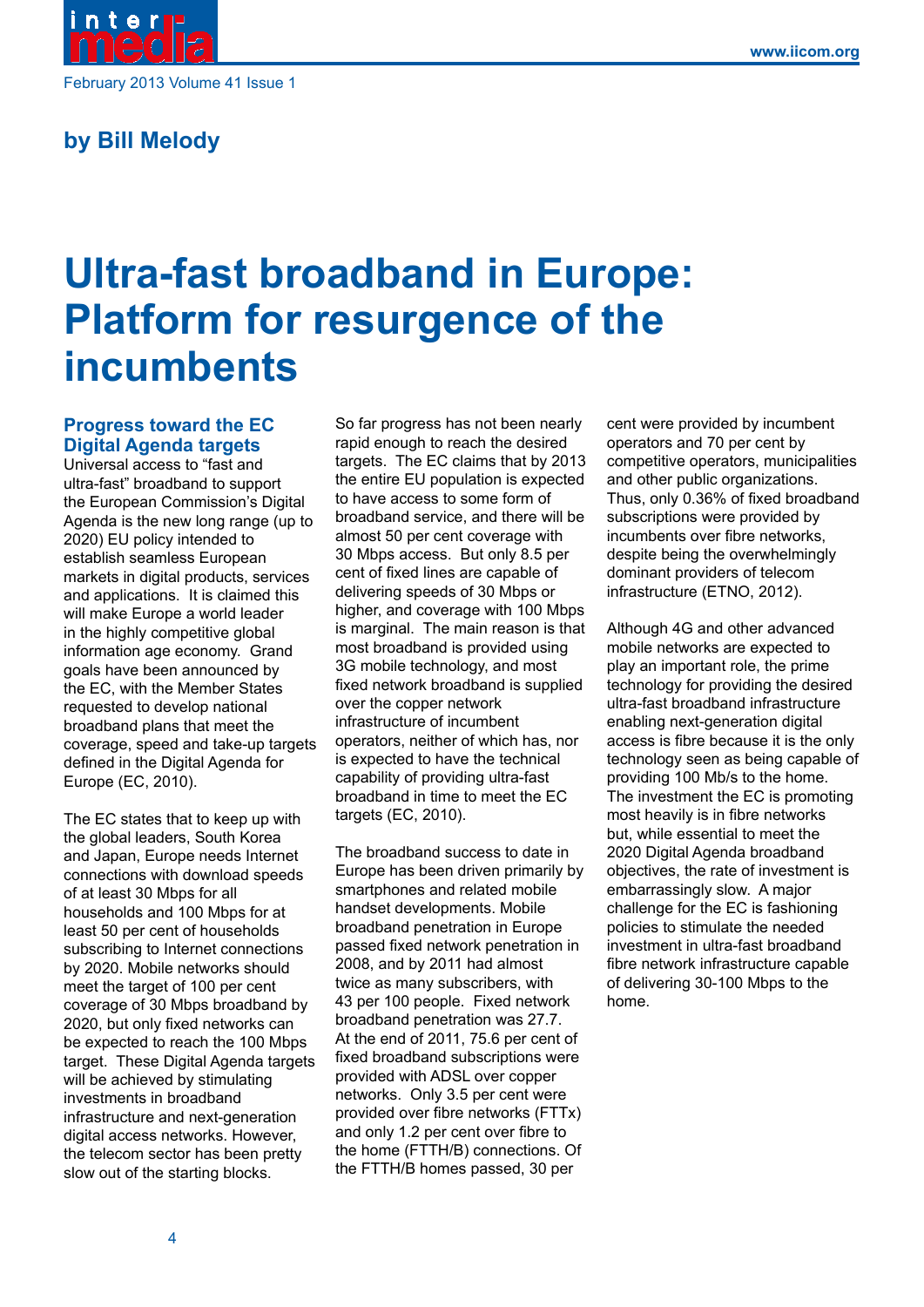by Bill Melody

# Ultra-fast broadband in Europe: Platform for resurgence of the incumbents

## Progress toward the EC Digital Agenda targets

Universal access to "fast and ultra-fast" broadband to support the European Commission's Digital Agenda is the new long range (up to 2020) EU policy intended to establish seamless European markets in digital products, services and applications. It is claimed this will make Europe a world leader in the highly competitive global information age economy. Grand goals have been announced by the EC, with the Member States requested to develop national broadband plans that meet the coverage, speed and take-up targets defined in the Digital Agenda for Europe (EC, 2010).

The EC states that to keep up with the global leaders, South Korea and Japan, Europe needs Internet connections with download speeds of at least 30 Mbps for all households and 100 Mbps for at least 50 per cent of households subscribing to Internet connections by 2020. Mobile networks should meet the target of 100 per cent coverage of 30 Mbps broadband by 2020, but only fixed networks can be expected to reach the 100 Mbps target. These Digital Agenda targets will be achieved by stimulating investments in broadband infrastructure and next-generation digital access networks. However, the telecom sector has been pretty slow out of the starting blocks.

So far progress has not been nearly rapid enough to reach the desired targets. The EC claims that by 2013 the entire EU population is expected to have access to some form of broadband service, and there will be almost 50 per cent coverage with 30 Mbps access. But only 8.5 per cent of fixed lines are capable of delivering speeds of 30 Mbps or higher, and coverage with 100 Mbps is marginal. The main reason is that most broadband is provided using 3G mobile technology, and most fixed network broadband is supplied over the copper network infrastructure of incumbent operators, neither of which has, nor is expected to have the technical capability of providing ultra-fast broadband in time to meet the EC targets (EC, 2010).

The broadband success to date in Europe has been driven primarily by smartphones and related mobile handset developments. Mobile broadband penetration in Europe passed fixed network penetration in 2008, and by 2011 had almost twice as many subscribers, with 43 per 100 people. Fixed network broadband penetration was 27.7. At the end of 2011, 75.6 per cent of fixed broadband subscriptions were provided with ADSL over copper networks. Only 3.5 per cent were provided over fibre networks (FTTx) and only 1.2 per cent over fibre to the home (FTTH/B) connections. Of the FTTH/B homes passed, 30 per cent were provided by incumbent operators and 70 per cent by competitive operators, municipalities and other public organizations. Thus, only 0.36% of fixed broadband subscriptions were provided by incumbents over fibre networks, despite being the overwhelmingly dominant providers of telecom infrastructure (ETNO, 2012).

Although 4G and other advanced mobile networks are expected to play an important role, the prime technology for providing the desired ultra-fast broadband infrastructure enabling next-generation digital access is fibre because it is the only technology seen as being capable of providing 100 Mb/s to the home. The investment the EC is promoting most heavily is in fibre networks but, while essential to meet the 2020 Digital Agenda broadband objectives, the rate of investment is embarrassingly slow. A major challenge for the EC is fashioning policies to stimulate the needed investment in ultra-fast broadband fibre network infrastructure capable of delivering 30-100 Mbps to the home.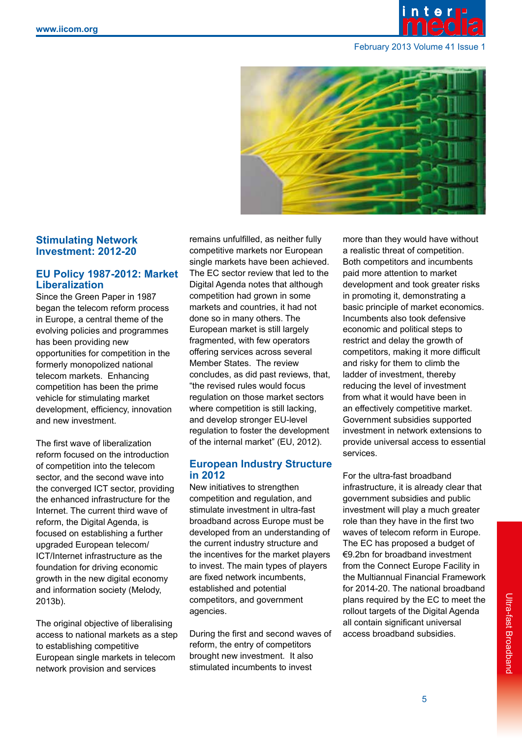## Stimulating Network Investment: 2012-20

### EU Policy 1987-2012: Market Liberalization

Since the Green Paper in 1987 began the telecom reform process in Europe, a central theme of the evolving policies and programmes has been providing new opportunities for competition in the formerly monopolized national telecom markets. Enhancing competition has been the prime vehicle for stimulating market development, efficiency, innovation and new investment.

The first wave of liberalization reform focused on the introduction of competition into the telecom sector, and the second wave into the converged ICT sector, providing the enhanced infrastructure for the Internet. The current third wave of reform, the Digital Agenda, is focused on establishing a further upgraded European telecom/ICT/Internet infrastructure as the foundation for driving economic growth in the new digital economy and information society (Melody, 2013b).

The original objective of liberalising access to national markets as a step to establishing competitive European single markets in telecom network provision and services remains unfulfilled, as neither fully competitive markets nor European single markets have been achieved. The EC sector review that led to the Digital Agenda notes that although competition had grown in some markets and countries, it had not done so in many others. The European market is still largely fragmented, with few operators offering services across several Member States. The review concludes, as did past reviews, that, "the revised rules would focus regulation on those market sectors where competition is still lacking, and develop stronger EU-level regulation to foster the development of the internal market" (EU, 2012).

### European Industry Structure in 2012

New initiatives to strengthen competition and regulation, and stimulate investment in ultra-fast broadband across Europe must be developed from an understanding of the current industry structure and the incentives for the market players to invest. The main types of players are fixed network incumbents, established and potential competitors, and government agencies.

During the first and second waves of reform, the entry of competitors brought new investment. It also stimulated incumbents to invest more than they would have without a realistic threat of competition. Both competitors and incumbents paid more attention to market development and took greater risks in promoting it, demonstrating a basic principle of market economics. Incumbents also took defensive economic and political steps to restrict and delay the growth of competitors, making it more difficult and risky for them to climb the ladder of investment, thereby reducing the level of investment from what it would have been in an effectively competitive market. Government subsidies supported investment in network extensions to provide universal access to essential services.

For the ultra-fast broadband infrastructure, it is already clear that government subsidies and public investment will play a much greater role than they have in the first two waves of telecom reform in Europe. The EC has proposed a budget of €9.2bn for broadband investment from the Connect Europe Facility in the Multiannual Financial Framework for 2014-20. The national broadband plans required by the EC to meet the rollout targets of the Digital Agenda all contain significant universal access broadband subsidies.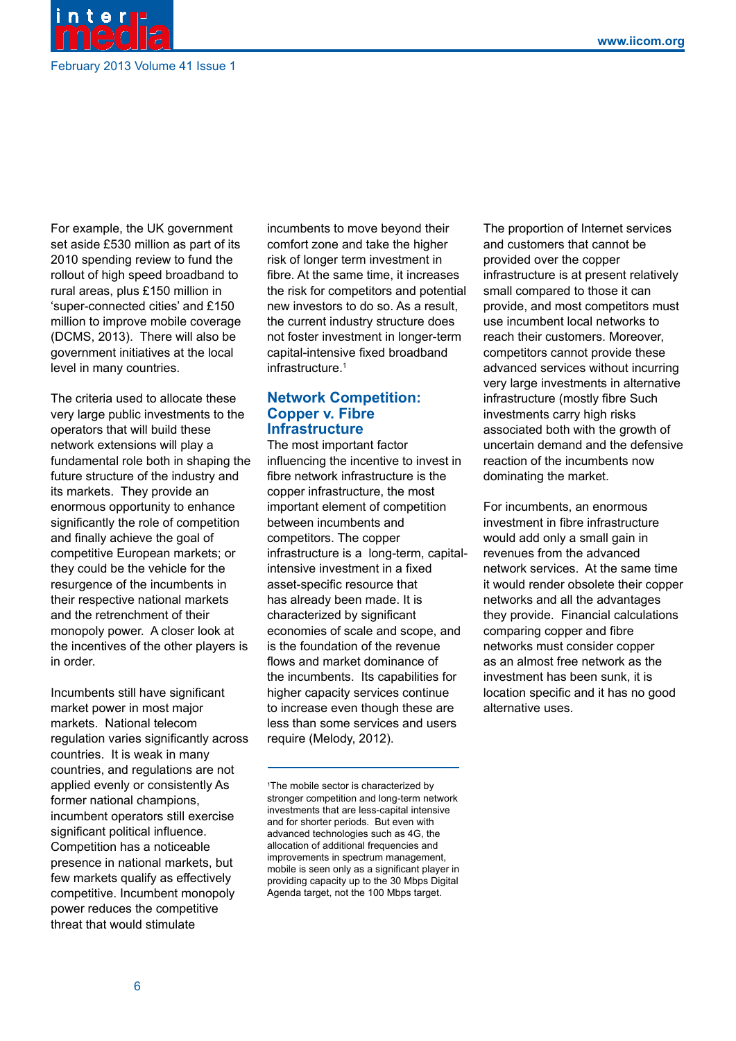For example, the UK government set aside £530 million as part of its 2010 spending review to fund the rollout of high speed broadband to rural areas, plus £150 million in 'super-connected cities' and £150 million to improve mobile coverage (DCMS, 2013). There will also be government initiatives at the local level in many countries.

The criteria used to allocate these very large public investments to the operators that will build these network extensions will play a fundamental role both in shaping the future structure of the industry and its markets. They provide an enormous opportunity to enhance significantly the role of competition and finally achieve the goal of competitive European markets; or they could be the vehicle for the resurgence of the incumbents in their respective national markets and the retrenchment of their monopoly power. A closer look at the incentives of the other players is in order.

Incumbents still have significant market power in most major markets. National telecom regulation varies significantly across countries. It is weak in many countries, and regulations are not applied evenly or consistently As former national champions, incumbent operators still exercise significant political influence. Competition has a noticeable presence in national markets, but few markets qualify as effectively competitive. Incumbent monopoly power reduces the competitive threat that would stimulate incumbents to move beyond their comfort zone and take the higher risk of longer term investment in fibre. At the same time, it increases the risk for competitors and potential new investors to do so. As a result, the current industry structure does not foster investment in longer-term capital-intensive fixed broadband infrastructure.[1]

## Network Competition: Copper v. Fibre Infrastructure

The most important factor influencing the incentive to invest in fibre network infrastructure is the copper infrastructure, the most important element of competition between incumbents and competitors. The copper infrastructure is a long-term, capital-intensive investment in a fixed asset-specific resource that has already been made. It is characterized by significant economies of scale and scope, and is the foundation of the revenue flows and market dominance of the incumbents. Its capabilities for higher capacity services continue to increase even though these are less than some services and users require (Melody, 2012).

The proportion of Internet services and customers that cannot be provided over the copper infrastructure is at present relatively small compared to those it can provide, and most competitors must use incumbent local networks to reach their customers. Moreover, competitors cannot provide these advanced services without incurring very large investments in alternative infrastructure (mostly fibre Such investments carry high risks associated both with the growth of uncertain demand and the defensive reaction of the incumbents now dominating the market.

For incumbents, an enormous investment in fibre infrastructure would add only a small gain in revenues from the advanced network services. At the same time it would render obsolete their copper networks and all the advantages they provide. Financial calculations comparing copper and fibre networks must consider copper as an almost free network as the investment has been sunk, it is location specific and it has no good alternative uses.

---

[1] The mobile sector is characterized by stronger competition and long-term network investments that are less-capital intensive and for shorter periods. But even with advanced technologies such as 4G, the allocation of additional frequencies and improvements in spectrum management, mobile is seen only as a significant player in providing capacity up to the 30 Mbps Digital Agenda target, not the 100 Mbps target.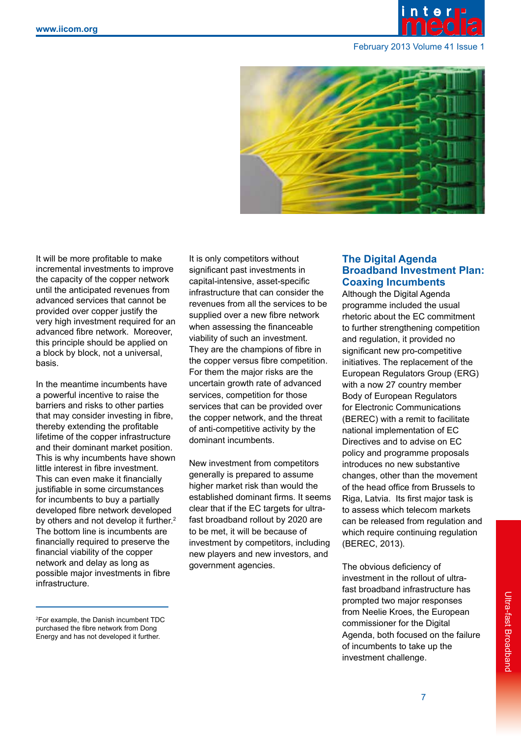It will be more profitable to make incremental investments to improve the capacity of the copper network until the anticipated revenues from advanced services that cannot be provided over copper justify the very high investment required for an advanced fibre network. Moreover, this principle should be applied on a block by block, not a universal, basis.

In the meantime incumbents have a powerful incentive to raise the barriers and risks to other parties that may consider investing in fibre, thereby extending the profitable lifetime of the copper infrastructure and their dominant market position. This is why incumbents have shown little interest in fibre investment. This can even make it financially justifiable in some circumstances for incumbents to buy a partially developed fibre network developed by others and not develop it further.[2] The bottom line is incumbents are financially required to preserve the financial viability of the copper network and delay as long as possible major investments in fibre infrastructure.

It is only competitors without significant past investments in capital-intensive, asset-specific infrastructure that can consider the revenues from all the services to be supplied over a new fibre network when assessing the financeable viability of such an investment. They are the champions of fibre in the copper versus fibre competition. For them the major risks are the uncertain growth rate of advanced services, competition for those services that can be provided over the copper network, and the threat of anti-competitive activity by the dominant incumbents.

New investment from competitors generally is prepared to assume higher market risk than would the established dominant firms. It seems clear that if the EC targets for ultra-fast broadband rollout by 2020 are to be met, it will be because of investment by competitors, including new players and new investors, and government agencies.

## The Digital Agenda Broadband Investment Plan: Coaxing Incumbents

Although the Digital Agenda programme included the usual rhetoric about the EC commitment to further strengthening competition and regulation, it provided no significant new pro-competitive initiatives. The replacement of the European Regulators Group (ERG) with a now 27 country member Body of European Regulators for Electronic Communications (BEREC) with a remit to facilitate national implementation of EC Directives and to advise on EC policy and programme proposals introduces no new substantive changes, other than the movement of the head office from Brussels to Riga, Latvia. Its first major task is to assess which telecom markets can be released from regulation and which require continuing regulation (BEREC, 2013).

The obvious deficiency of investment in the rollout of ultra-fast broadband infrastructure has prompted two major responses from Neelie Kroes, the European commissioner for the Digital Agenda, both focused on the failure of incumbents to take up the investment challenge.

---

[2] For example, the Danish incumbent TDC purchased the fibre network from Dong Energy and has not developed it further.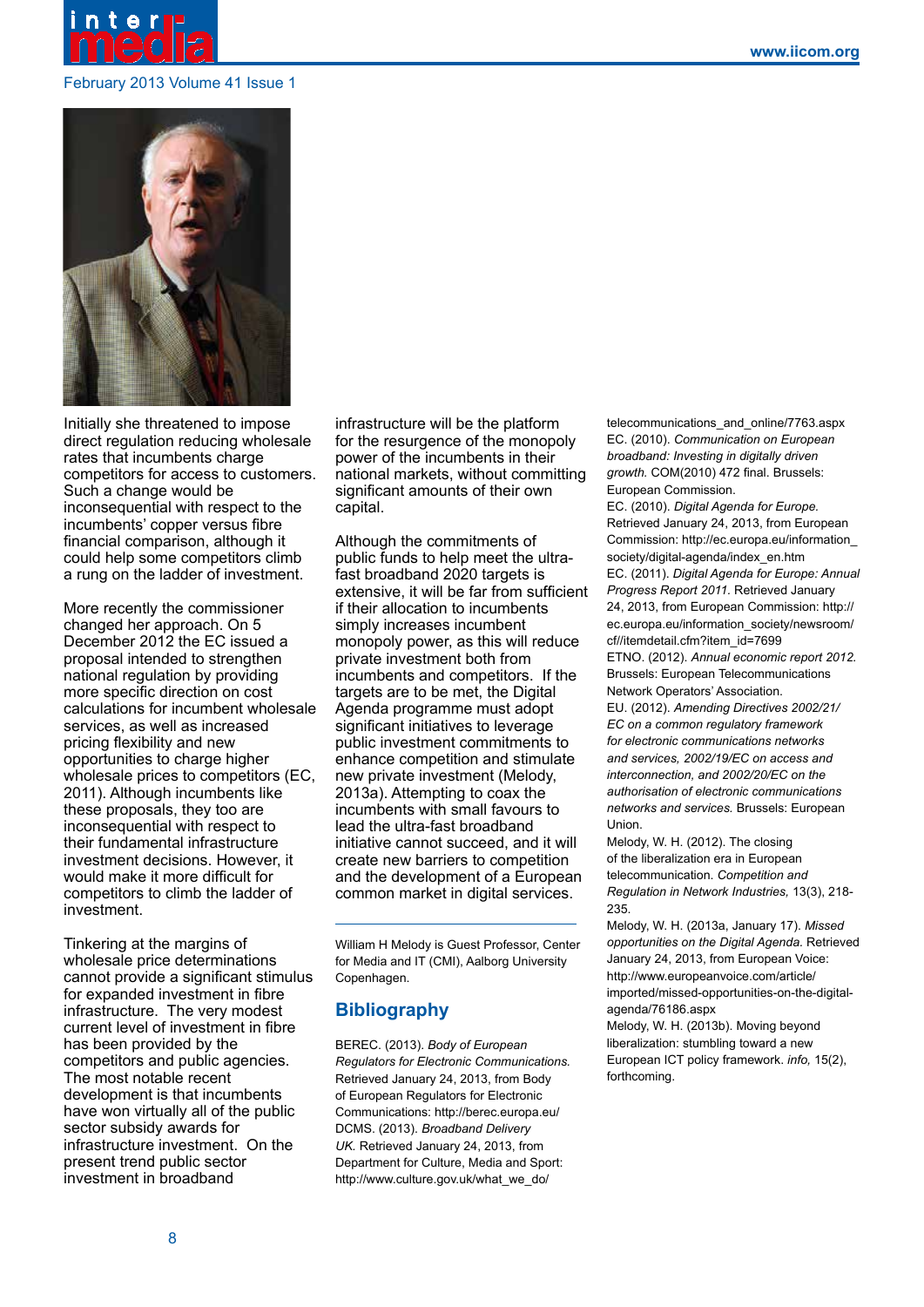Initially she threatened to impose direct regulation reducing wholesale rates that incumbents charge competitors for access to customers. Such a change would be inconsequential with respect to the incumbents' copper versus fibre financial comparison, although it could help some competitors climb a rung on the ladder of investment.

More recently the commissioner changed her approach. On 5 December 2012 the EC issued a proposal intended to strengthen national regulation by providing more specific direction on cost calculations for incumbent wholesale services, as well as increased pricing flexibility and new opportunities to charge higher wholesale prices to competitors (EC, 2011). Although incumbents like these proposals, they too are inconsequential with respect to their fundamental infrastructure investment decisions. However, it would make it more difficult for competitors to climb the ladder of investment.

Tinkering at the margins of wholesale price determinations cannot provide a significant stimulus for expanded investment in fibre infrastructure. The very modest current level of investment in fibre has been provided by the competitors and public agencies. The most notable recent development is that incumbents have won virtually all of the public sector subsidy awards for infrastructure investment. On the present trend public sector investment in broadband infrastructure will be the platform for the resurgence of the monopoly power of the incumbents in their national markets, without committing significant amounts of their own capital.

Although the commitments of public funds to help meet the ultra-fast broadband 2020 targets is extensive, it will be far from sufficient if their allocation to incumbents simply increases incumbent monopoly power, as this will reduce private investment both from incumbents and competitors. If the targets are to be met, the Digital Agenda programme must adopt significant initiatives to leverage public investment commitments to enhance competition and stimulate new private investment (Melody, 2013a). Attempting to coax the incumbents with small favours to lead the ultra-fast broadband initiative cannot succeed, and it will create new barriers to competition and the development of a European common market in digital services.

---

William H Melody is Guest Professor, Center for Media and IT (CMI), Aalborg University Copenhagen.

## Bibliography

BEREC. (2013). *Body of European Regulators for Electronic Communications.* Retrieved January 24, 2013, from Body of European Regulators for Electronic Communications: http://berec.europa.eu/

DCMS. (2013). *Broadband Delivery UK.* Retrieved January 24, 2013, from Department for Culture, Media and Sport: http://www.culture.gov.uk/what_we_do/telecommunications_and_online/7763.aspx

EC. (2010). *Communication on European broadband: Investing in digitally driven growth.* COM(2010) 472 final. Brussels: European Commission.

EC. (2010). *Digital Agenda for Europe.* Retrieved January 24, 2013, from European Commission: http://ec.europa.eu/information_society/digital-agenda/index_en.htm

EC. (2011). *Digital Agenda for Europe: Annual Progress Report 2011.* Retrieved January 24, 2013, from European Commission: http://ec.europa.eu/information_society/newsroom/cf//itemdetail.cfm?item_id=7699

ETNO. (2012). *Annual economic report 2012.* Brussels: European Telecommunications Network Operators' Association.

EU. (2012). *Amending Directives 2002/21/EC on a common regulatory framework for electronic communications networks and services, 2002/19/EC on access and interconnection, and 2002/20/EC on the authorisation of electronic communications networks and services.* Brussels: European Union.

Melody, W. H. (2012). The closing of the liberalization era in European telecommunication. *Competition and Regulation in Network Industries,* 13(3), 218-235.

Melody, W. H. (2013a, January 17). *Missed opportunities on the Digital Agenda.* Retrieved January 24, 2013, from European Voice: http://www.europeanvoice.com/article/imported/missed-opportunities-on-the-digital-agenda/76186.aspx

Melody, W. H. (2013b). Moving beyond liberalization: stumbling toward a new European ICT policy framework. *info,* 15(2), forthcoming.